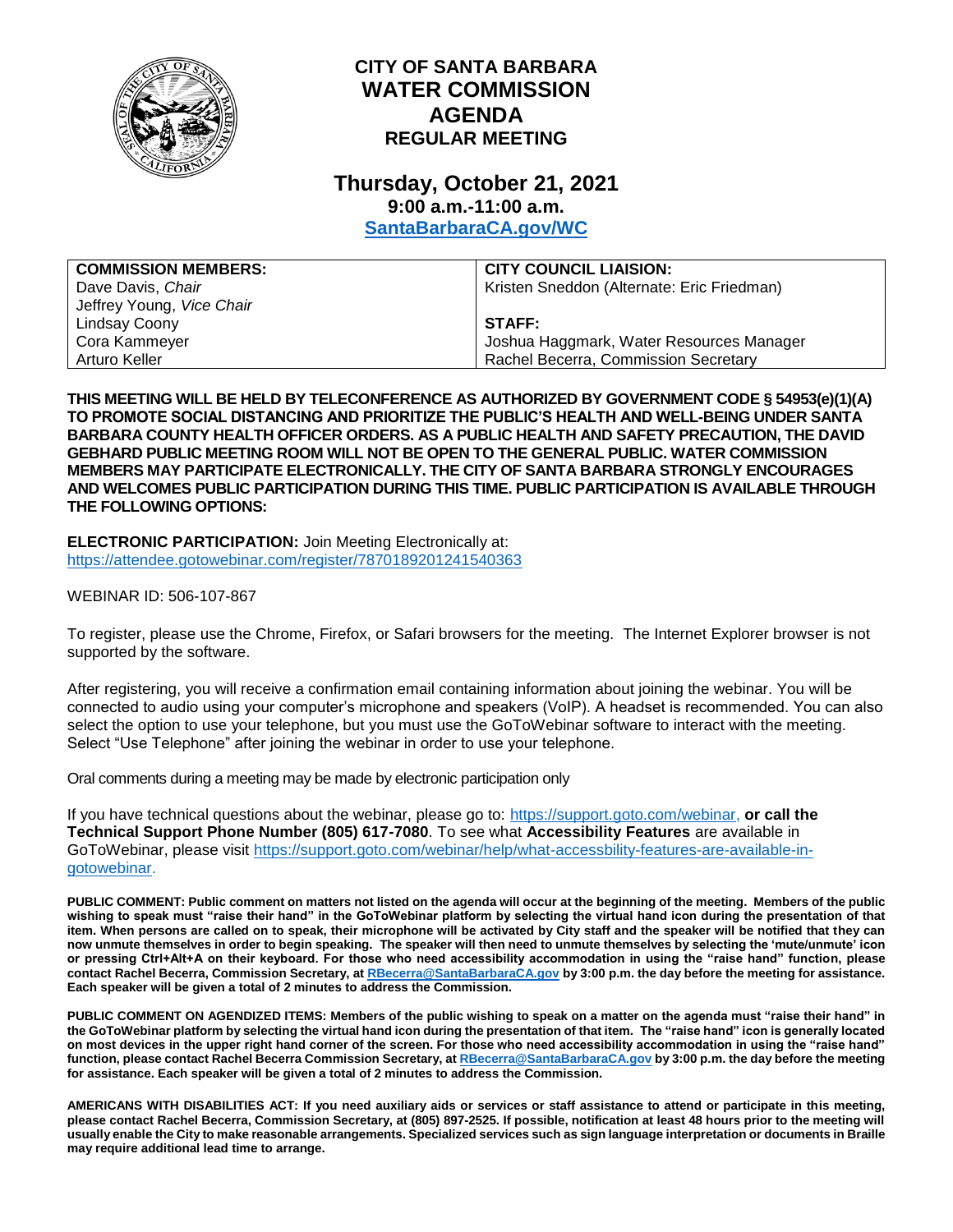# CITY OF SANTA BARBARA
# WATER COMMISSION AGENDA
## REGULAR MEETING

## Thursday, October 21, 2021
### 9:00 a.m.-11:00 a.m.
### [SantaBarbaraCA.gov/WC](SantaBarbaraCA.gov/WC)

| COMMISSION MEMBERS: | CITY COUNCIL LIAISION: |
|---|---|
| Dave Davis, *Chair* | Kristen Sneddon (Alternate: Eric Friedman) |
| Jeffrey Young, *Vice Chair* | |
| Lindsay Coony | **STAFF:** |
| Cora Kammeyer | Joshua Haggmark, Water Resources Manager |
| Arturo Keller | Rachel Becerra, Commission Secretary |

**THIS MEETING WILL BE HELD BY TELECONFERENCE AS AUTHORIZED BY GOVERNMENT CODE § 54953(e)(1)(A) TO PROMOTE SOCIAL DISTANCING AND PRIORITIZE THE PUBLIC'S HEALTH AND WELL-BEING UNDER SANTA BARBARA COUNTY HEALTH OFFICER ORDERS. AS A PUBLIC HEALTH AND SAFETY PRECAUTION, THE DAVID GEBHARD PUBLIC MEETING ROOM WILL NOT BE OPEN TO THE GENERAL PUBLIC. WATER COMMISSION MEMBERS MAY PARTICIPATE ELECTRONICALLY. THE CITY OF SANTA BARBARA STRONGLY ENCOURAGES AND WELCOMES PUBLIC PARTICIPATION DURING THIS TIME. PUBLIC PARTICIPATION IS AVAILABLE THROUGH THE FOLLOWING OPTIONS:**

**ELECTRONIC PARTICIPATION:** Join Meeting Electronically at:
https://attendee.gotowebinar.com/register/7870189201241540363

WEBINAR ID: 506-107-867

To register, please use the Chrome, Firefox, or Safari browsers for the meeting. The Internet Explorer browser is not supported by the software.

After registering, you will receive a confirmation email containing information about joining the webinar. You will be connected to audio using your computer's microphone and speakers (VoIP). A headset is recommended. You can also select the option to use your telephone, but you must use the GoToWebinar software to interact with the meeting. Select "Use Telephone" after joining the webinar in order to use your telephone.

Oral comments during a meeting may be made by electronic participation only

If you have technical questions about the webinar, please go to: https://support.goto.com/webinar, **or call the Technical Support Phone Number (805) 617-7080**. To see what **Accessibility Features** are available in GoToWebinar, please visit https://support.goto.com/webinar/help/what-accessbility-features-are-available-in-gotowebinar.

**PUBLIC COMMENT: Public comment on matters not listed on the agenda will occur at the beginning of the meeting. Members of the public wishing to speak must "raise their hand" in the GoToWebinar platform by selecting the virtual hand icon during the presentation of that item. When persons are called on to speak, their microphone will be activated by City staff and the speaker will be notified that they can now unmute themselves in order to begin speaking. The speaker will then need to unmute themselves by selecting the 'mute/unmute' icon or pressing Ctrl+Alt+A on their keyboard. For those who need accessibility accommodation in using the "raise hand" function, please contact Rachel Becerra, Commission Secretary, at RBecerra@SantaBarbaraCA.gov by 3:00 p.m. the day before the meeting for assistance. Each speaker will be given a total of 2 minutes to address the Commission.**

**PUBLIC COMMENT ON AGENDIZED ITEMS: Members of the public wishing to speak on a matter on the agenda must "raise their hand" in the GoToWebinar platform by selecting the virtual hand icon during the presentation of that item. The "raise hand" icon is generally located on most devices in the upper right hand corner of the screen. For those who need accessibility accommodation in using the "raise hand" function, please contact Rachel Becerra Commission Secretary, at RBecerra@SantaBarbaraCA.gov by 3:00 p.m. the day before the meeting for assistance. Each speaker will be given a total of 2 minutes to address the Commission.**

**AMERICANS WITH DISABILITIES ACT: If you need auxiliary aids or services or staff assistance to attend or participate in this meeting, please contact Rachel Becerra, Commission Secretary, at (805) 897-2525. If possible, notification at least 48 hours prior to the meeting will usually enable the City to make reasonable arrangements. Specialized services such as sign language interpretation or documents in Braille may require additional lead time to arrange.**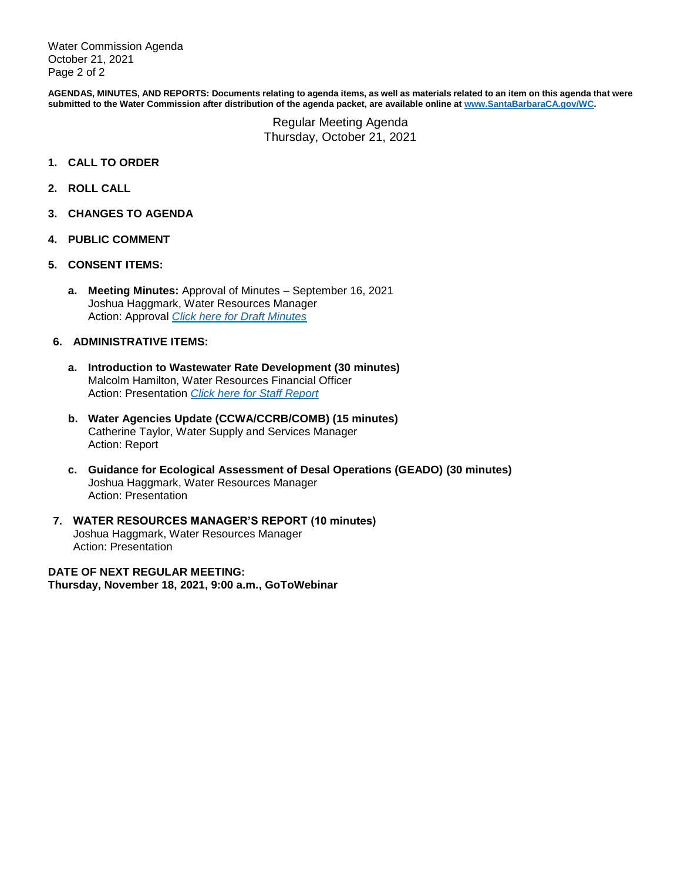**AGENDAS, MINUTES, AND REPORTS: Documents relating to agenda items, as well as materials related to an item on this agenda that were submitted to the Water Commission after distribution of the agenda packet, are available online at www.SantaBarbaraCA.gov/WC.**

Regular Meeting Agenda
Thursday, October 21, 2021

1. **CALL TO ORDER**

2. **ROLL CALL**

3. **CHANGES TO AGENDA**

4. **PUBLIC COMMENT**

5. **CONSENT ITEMS:**

   a. **Meeting Minutes:** Approval of Minutes – September 16, 2021
   Joshua Haggmark, Water Resources Manager
   Action: Approval *Click here for Draft Minutes*

6. **ADMINISTRATIVE ITEMS:**

   a. **Introduction to Wastewater Rate Development (30 minutes)**
   Malcolm Hamilton, Water Resources Financial Officer
   Action: Presentation *Click here for Staff Report*

   b. **Water Agencies Update (CCWA/CCRB/COMB) (15 minutes)**
   Catherine Taylor, Water Supply and Services Manager
   Action: Report

   c. **Guidance for Ecological Assessment of Desal Operations (GEADO) (30 minutes)**
   Joshua Haggmark, Water Resources Manager
   Action: Presentation

7. **WATER RESOURCES MANAGER'S REPORT (10 minutes)**
   Joshua Haggmark, Water Resources Manager
   Action: Presentation

**DATE OF NEXT REGULAR MEETING:**
**Thursday, November 18, 2021, 9:00 a.m., GoToWebinar**